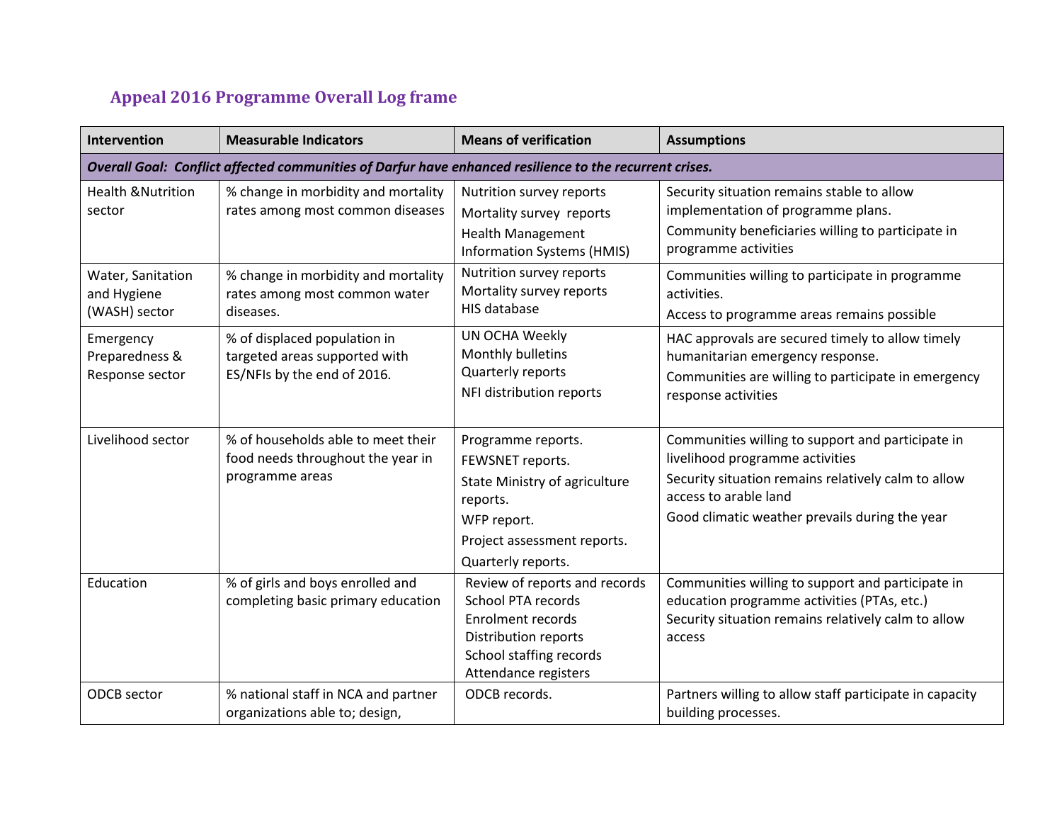## Appeal 2016 Programme Overall Log frame

| Intervention | Measurable Indicators | Means of verification | Assumptions |
|---|---|---|---|
| ***Overall Goal: Conflict affected communities of Darfur have enhanced resilience to the recurrent crises.*** | | | |
| Health &Nutrition sector | % change in morbidity and mortality rates among most common diseases | Nutrition survey reports<br>Mortality survey reports<br>Health Management Information Systems (HMIS) | Security situation remains stable to allow implementation of programme plans.<br>Community beneficiaries willing to participate in programme activities |
| Water, Sanitation and Hygiene (WASH) sector | % change in morbidity and mortality rates among most common water diseases. | Nutrition survey reports<br>Mortality survey reports<br>HIS database | Communities willing to participate in programme activities.<br>Access to programme areas remains possible |
| Emergency Preparedness & Response sector | % of displaced population in targeted areas supported with ES/NFIs by the end of 2016. | UN OCHA Weekly<br>Monthly bulletins<br>Quarterly reports<br>NFI distribution reports | HAC approvals are secured timely to allow timely humanitarian emergency response.<br>Communities are willing to participate in emergency response activities |
| Livelihood sector | % of households able to meet their food needs throughout the year in programme areas | Programme reports.<br>FEWSNET reports.<br>State Ministry of agriculture reports.<br>WFP report.<br>Project assessment reports.<br>Quarterly reports. | Communities willing to support and participate in livelihood programme activities<br>Security situation remains relatively calm to allow access to arable land<br>Good climatic weather prevails during the year |
| Education | % of girls and boys enrolled and completing basic primary education | Review of reports and records<br>School PTA records<br>Enrolment records<br>Distribution reports<br>School staffing records<br>Attendance registers | Communities willing to support and participate in education programme activities (PTAs, etc.)<br>Security situation remains relatively calm to allow access |
| ODCB sector | % national staff in NCA and partner organizations able to; design, | ODCB records. | Partners willing to allow staff participate in capacity building processes. |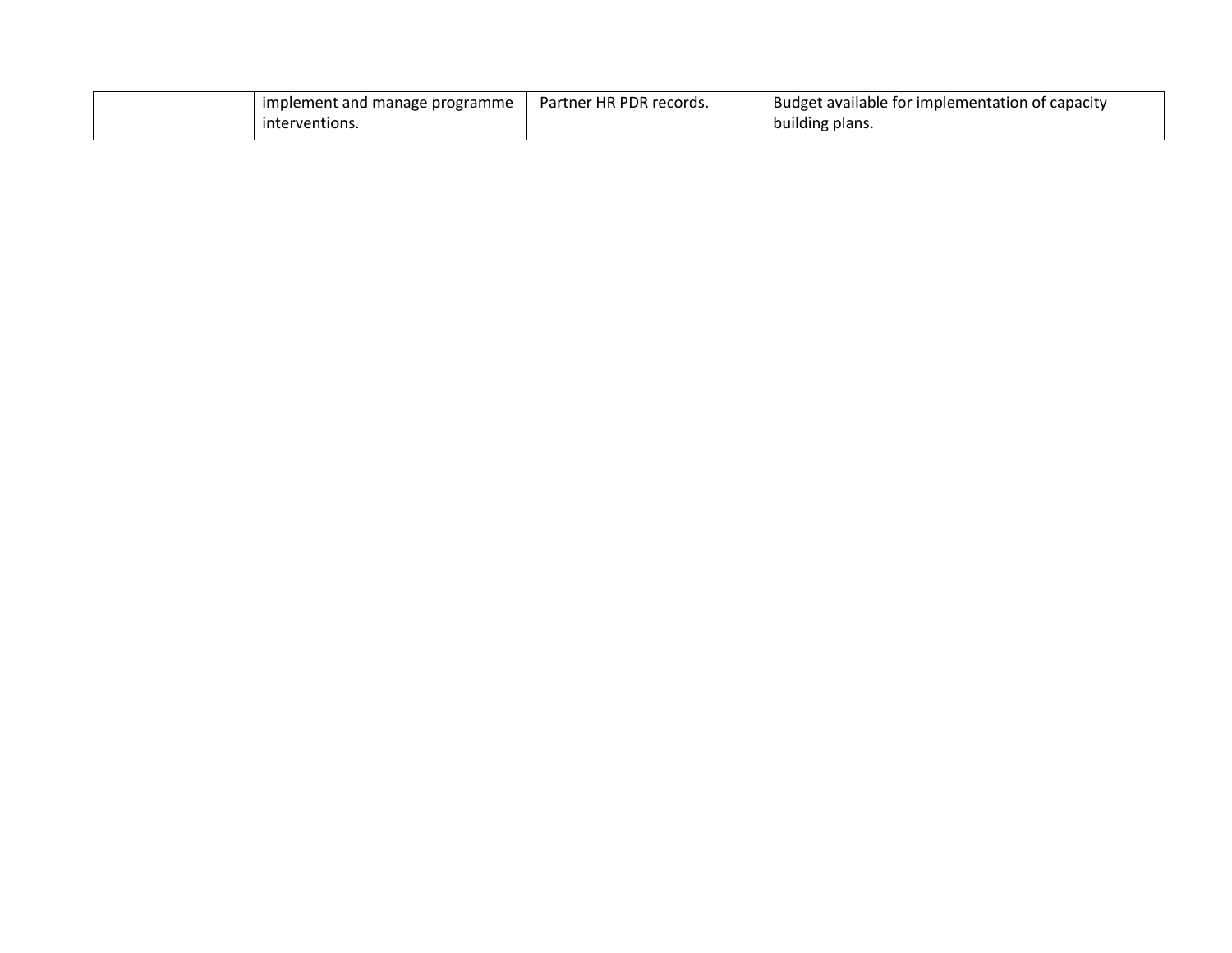| | | | |
|---|---|---|---|
| | implement and manage programme interventions. | Partner HR PDR records. | Budget available for implementation of capacity building plans. |